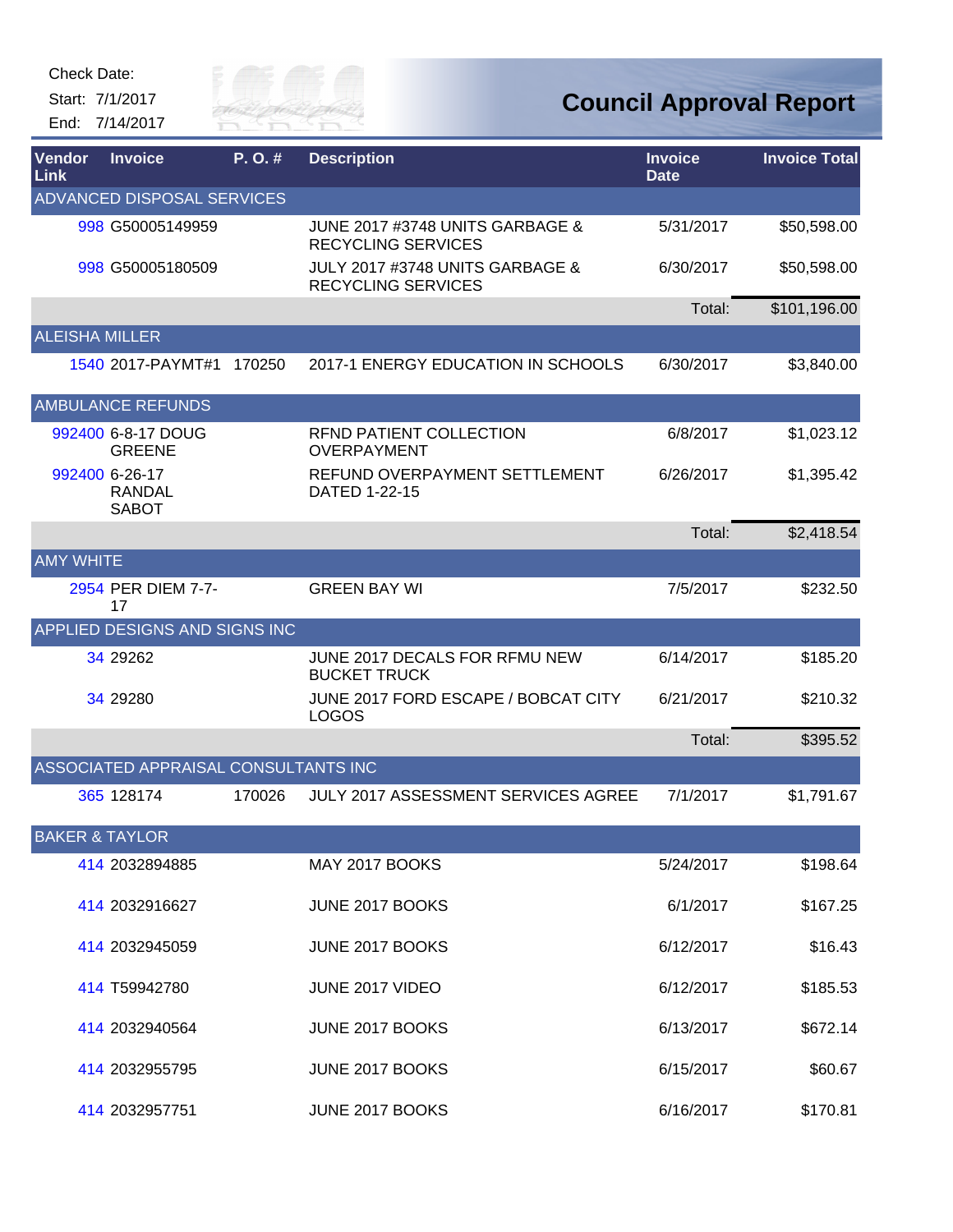Check Date:

Start: 7/1/2017

End: 7/14/2017

# Council Approval Report

| Vendor Link | Invoice | P. O. # | Description | Invoice Date | Invoice Total |
|---|---|---|---|---|---|
| ADVANCED DISPOSAL SERVICES | | | | | |
| 998 | G50005149959 | | JUNE 2017 #3748 UNITS GARBAGE & RECYCLING SERVICES | 5/31/2017 | $50,598.00 |
| 998 | G50005180509 | | JULY 2017 #3748 UNITS GARBAGE & RECYCLING SERVICES | 6/30/2017 | $50,598.00 |
| | | | | Total: | $101,196.00 |
| ALEISHA MILLER | | | | | |
| 1540 | 2017-PAYMT#1 | 170250 | 2017-1 ENERGY EDUCATION IN SCHOOLS | 6/30/2017 | $3,840.00 |
| AMBULANCE REFUNDS | | | | | |
| 992400 | 6-8-17 DOUG GREENE | | RFND PATIENT COLLECTION OVERPAYMENT | 6/8/2017 | $1,023.12 |
| 992400 | 6-26-17 RANDAL SABOT | | REFUND OVERPAYMENT SETTLEMENT DATED 1-22-15 | 6/26/2017 | $1,395.42 |
| | | | | Total: | $2,418.54 |
| AMY WHITE | | | | | |
| 2954 | PER DIEM 7-7-17 | | GREEN BAY WI | 7/5/2017 | $232.50 |
| APPLIED DESIGNS AND SIGNS INC | | | | | |
| 34 | 29262 | | JUNE 2017 DECALS FOR RFMU NEW BUCKET TRUCK | 6/14/2017 | $185.20 |
| 34 | 29280 | | JUNE 2017 FORD ESCAPE / BOBCAT CITY LOGOS | 6/21/2017 | $210.32 |
| | | | | Total: | $395.52 |
| ASSOCIATED APPRAISAL CONSULTANTS INC | | | | | |
| 365 | 128174 | 170026 | JULY 2017 ASSESSMENT SERVICES AGREE | 7/1/2017 | $1,791.67 |
| BAKER & TAYLOR | | | | | |
| 414 | 2032894885 | | MAY 2017 BOOKS | 5/24/2017 | $198.64 |
| 414 | 2032916627 | | JUNE 2017 BOOKS | 6/1/2017 | $167.25 |
| 414 | 2032945059 | | JUNE 2017 BOOKS | 6/12/2017 | $16.43 |
| 414 | T59942780 | | JUNE 2017 VIDEO | 6/12/2017 | $185.53 |
| 414 | 2032940564 | | JUNE 2017 BOOKS | 6/13/2017 | $672.14 |
| 414 | 2032955795 | | JUNE 2017 BOOKS | 6/15/2017 | $60.67 |
| 414 | 2032957751 | | JUNE 2017 BOOKS | 6/16/2017 | $170.81 |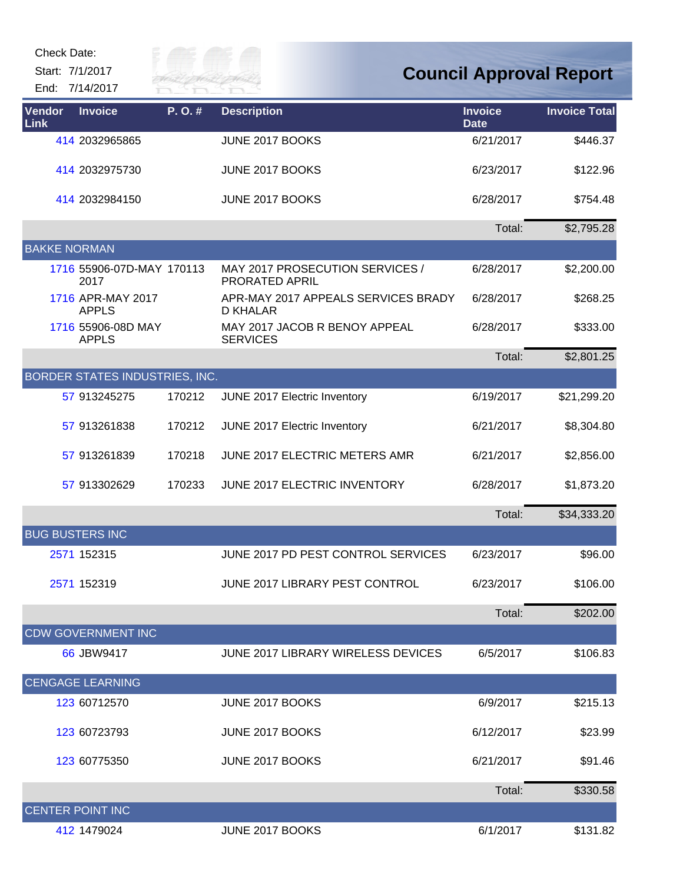Check Date:

Start: 7/1/2017

End: 7/14/2017

# Council Approval Report

| Vendor Link | Invoice | P. O. # | Description | Invoice Date | Invoice Total |
|---|---|---|---|---|---|
| 414 | 2032965865 | | JUNE 2017 BOOKS | 6/21/2017 | $446.37 |
| 414 | 2032975730 | | JUNE 2017 BOOKS | 6/23/2017 | $122.96 |
| 414 | 2032984150 | | JUNE 2017 BOOKS | 6/28/2017 | $754.48 |
| | | | | Total: | $2,795.28 |
| BAKKE NORMAN | | | | | |
| 1716 | 55906-07D-MAY 2017 | 170113 | MAY 2017 PROSECUTION SERVICES / PRORATED APRIL | 6/28/2017 | $2,200.00 |
| 1716 | APR-MAY 2017 APPLS | | APR-MAY 2017 APPEALS SERVICES BRADY D KHALAR | 6/28/2017 | $268.25 |
| 1716 | 55906-08D MAY APPLS | | MAY 2017 JACOB R BENOY APPEAL SERVICES | 6/28/2017 | $333.00 |
| | | | | Total: | $2,801.25 |
| BORDER STATES INDUSTRIES, INC. | | | | | |
| 57 | 913245275 | 170212 | JUNE 2017 Electric Inventory | 6/19/2017 | $21,299.20 |
| 57 | 913261838 | 170212 | JUNE 2017 Electric Inventory | 6/21/2017 | $8,304.80 |
| 57 | 913261839 | 170218 | JUNE 2017 ELECTRIC METERS AMR | 6/21/2017 | $2,856.00 |
| 57 | 913302629 | 170233 | JUNE 2017 ELECTRIC INVENTORY | 6/28/2017 | $1,873.20 |
| | | | | Total: | $34,333.20 |
| BUG BUSTERS INC | | | | | |
| 2571 | 152315 | | JUNE 2017 PD PEST CONTROL SERVICES | 6/23/2017 | $96.00 |
| 2571 | 152319 | | JUNE 2017 LIBRARY PEST CONTROL | 6/23/2017 | $106.00 |
| | | | | Total: | $202.00 |
| CDW GOVERNMENT INC | | | | | |
| 66 | JBW9417 | | JUNE 2017 LIBRARY WIRELESS DEVICES | 6/5/2017 | $106.83 |
| CENGAGE LEARNING | | | | | |
| 123 | 60712570 | | JUNE 2017 BOOKS | 6/9/2017 | $215.13 |
| 123 | 60723793 | | JUNE 2017 BOOKS | 6/12/2017 | $23.99 |
| 123 | 60775350 | | JUNE 2017 BOOKS | 6/21/2017 | $91.46 |
| | | | | Total: | $330.58 |
| CENTER POINT INC | | | | | |
| 412 | 1479024 | | JUNE 2017 BOOKS | 6/1/2017 | $131.82 |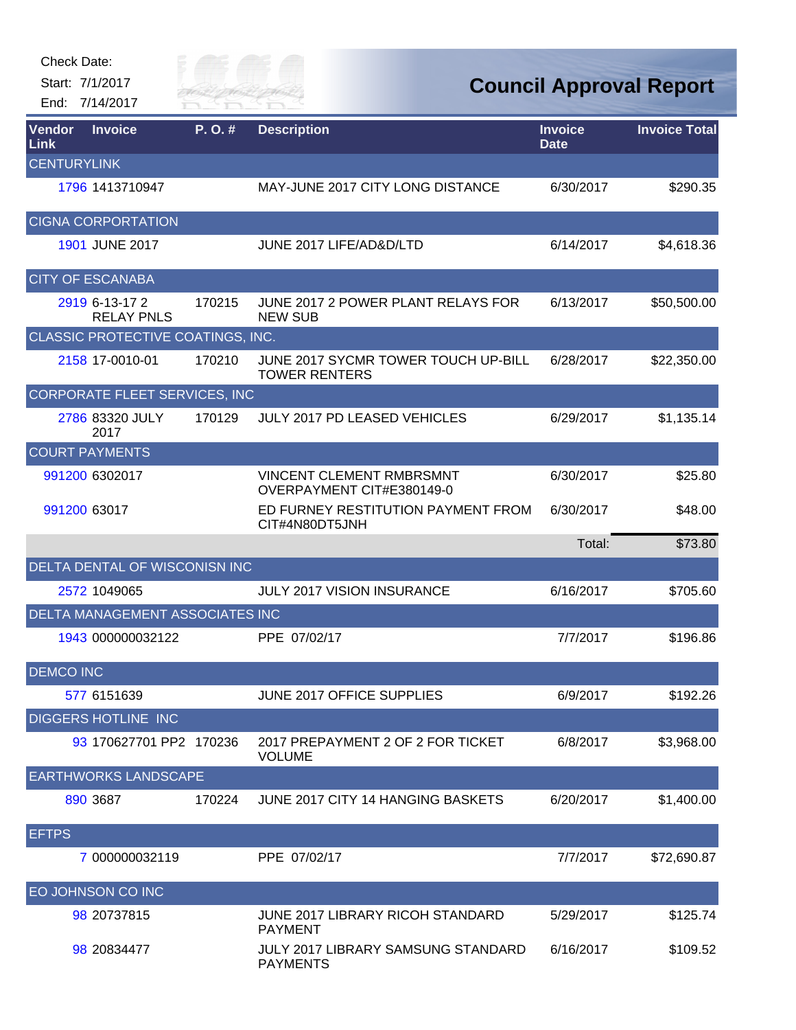Check Date:

Start: 7/1/2017

End: 7/14/2017

# Council Approval Report

| Vendor Link | Invoice | P. O. # | Description | Invoice Date | Invoice Total |
|---|---|---|---|---|---|
| CENTURYLINK | | | | | |
| 1796 | 1413710947 | | MAY-JUNE 2017 CITY LONG DISTANCE | 6/30/2017 | $290.35 |
| CIGNA CORPORTATION | | | | | |
| 1901 | JUNE 2017 | | JUNE 2017 LIFE/AD&D/LTD | 6/14/2017 | $4,618.36 |
| CITY OF ESCANABA | | | | | |
| 2919 | 6-13-17 2 RELAY PNLS | 170215 | JUNE 2017 2 POWER PLANT RELAYS FOR NEW SUB | 6/13/2017 | $50,500.00 |
| CLASSIC PROTECTIVE COATINGS, INC. | | | | | |
| 2158 | 17-0010-01 | 170210 | JUNE 2017 SYCMR TOWER TOUCH UP-BILL TOWER RENTERS | 6/28/2017 | $22,350.00 |
| CORPORATE FLEET SERVICES, INC | | | | | |
| 2786 | 83320 JULY 2017 | 170129 | JULY 2017 PD LEASED VEHICLES | 6/29/2017 | $1,135.14 |
| COURT PAYMENTS | | | | | |
| 991200 | 6302017 | | VINCENT CLEMENT RMBRSMNT OVERPAYMENT CIT#E380149-0 | 6/30/2017 | $25.80 |
| 991200 | 63017 | | ED FURNEY RESTITUTION PAYMENT FROM CIT#4N80DT5JNH | 6/30/2017 | $48.00 |
| | | | | Total: | $73.80 |
| DELTA DENTAL OF WISCONISN INC | | | | | |
| 2572 | 1049065 | | JULY 2017 VISION INSURANCE | 6/16/2017 | $705.60 |
| DELTA MANAGEMENT ASSOCIATES INC | | | | | |
| 1943 | 000000032122 | | PPE 07/02/17 | 7/7/2017 | $196.86 |
| DEMCO INC | | | | | |
| 577 | 6151639 | | JUNE 2017 OFFICE SUPPLIES | 6/9/2017 | $192.26 |
| DIGGERS HOTLINE INC | | | | | |
| 93 | 170627701 PP2 | 170236 | 2017 PREPAYMENT 2 OF 2 FOR TICKET VOLUME | 6/8/2017 | $3,968.00 |
| EARTHWORKS LANDSCAPE | | | | | |
| 890 | 3687 | 170224 | JUNE 2017 CITY 14 HANGING BASKETS | 6/20/2017 | $1,400.00 |
| EFTPS | | | | | |
| 7 | 000000032119 | | PPE 07/02/17 | 7/7/2017 | $72,690.87 |
| EO JOHNSON CO INC | | | | | |
| 98 | 20737815 | | JUNE 2017 LIBRARY RICOH STANDARD PAYMENT | 5/29/2017 | $125.74 |
| 98 | 20834477 | | JULY 2017 LIBRARY SAMSUNG STANDARD PAYMENTS | 6/16/2017 | $109.52 |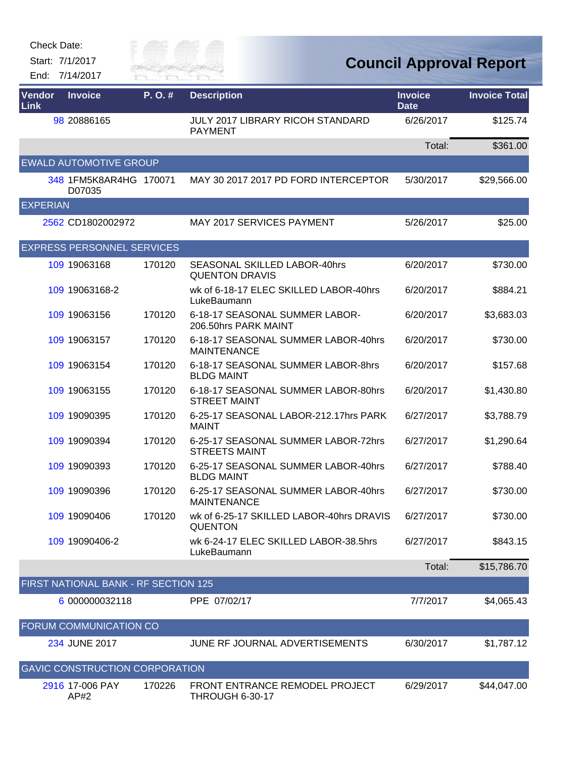Check Date:

Start: 7/1/2017

End: 7/14/2017

# Council Approval Report

| Vendor Link | Invoice | P. O. # | Description | Invoice Date | Invoice Total |
|---|---|---|---|---|---|
| 98 | 20886165 | | JULY 2017 LIBRARY RICOH STANDARD PAYMENT | 6/26/2017 | $125.74 |
| | | | | Total: | $361.00 |
| EWALD AUTOMOTIVE GROUP | | | | | |
| 348 | 1FM5K8AR4HG D07035 | 170071 | MAY 30 2017 2017 PD FORD INTERCEPTOR | 5/30/2017 | $29,566.00 |
| EXPERIAN | | | | | |
| 2562 | CD1802002972 | | MAY 2017 SERVICES PAYMENT | 5/26/2017 | $25.00 |
| EXPRESS PERSONNEL SERVICES | | | | | |
| 109 | 19063168 | 170120 | SEASONAL SKILLED LABOR-40hrs QUENTON DRAVIS | 6/20/2017 | $730.00 |
| 109 | 19063168-2 | | wk of 6-18-17 ELEC SKILLED LABOR-40hrs LukeBaumann | 6/20/2017 | $884.21 |
| 109 | 19063156 | 170120 | 6-18-17 SEASONAL SUMMER LABOR-206.50hrs PARK MAINT | 6/20/2017 | $3,683.03 |
| 109 | 19063157 | 170120 | 6-18-17 SEASONAL SUMMER LABOR-40hrs MAINTENANCE | 6/20/2017 | $730.00 |
| 109 | 19063154 | 170120 | 6-18-17 SEASONAL SUMMER LABOR-8hrs BLDG MAINT | 6/20/2017 | $157.68 |
| 109 | 19063155 | 170120 | 6-18-17 SEASONAL SUMMER LABOR-80hrs STREET MAINT | 6/20/2017 | $1,430.80 |
| 109 | 19090395 | 170120 | 6-25-17 SEASONAL LABOR-212.17hrs PARK MAINT | 6/27/2017 | $3,788.79 |
| 109 | 19090394 | 170120 | 6-25-17 SEASONAL SUMMER LABOR-72hrs STREETS MAINT | 6/27/2017 | $1,290.64 |
| 109 | 19090393 | 170120 | 6-25-17 SEASONAL SUMMER LABOR-40hrs BLDG MAINT | 6/27/2017 | $788.40 |
| 109 | 19090396 | 170120 | 6-25-17 SEASONAL SUMMER LABOR-40hrs MAINTENANCE | 6/27/2017 | $730.00 |
| 109 | 19090406 | 170120 | wk of 6-25-17 SKILLED LABOR-40hrs DRAVIS QUENTON | 6/27/2017 | $730.00 |
| 109 | 19090406-2 | | wk 6-24-17 ELEC SKILLED LABOR-38.5hrs LukeBaumann | 6/27/2017 | $843.15 |
| | | | | Total: | $15,786.70 |
| FIRST NATIONAL BANK - RF SECTION 125 | | | | | |
| 6 | 000000032118 | | PPE 07/02/17 | 7/7/2017 | $4,065.43 |
| FORUM COMMUNICATION CO | | | | | |
| 234 | JUNE 2017 | | JUNE RF JOURNAL ADVERTISEMENTS | 6/30/2017 | $1,787.12 |
| GAVIC CONSTRUCTION CORPORATION | | | | | |
| 2916 | 17-006 PAY AP#2 | 170226 | FRONT ENTRANCE REMODEL PROJECT THROUGH 6-30-17 | 6/29/2017 | $44,047.00 |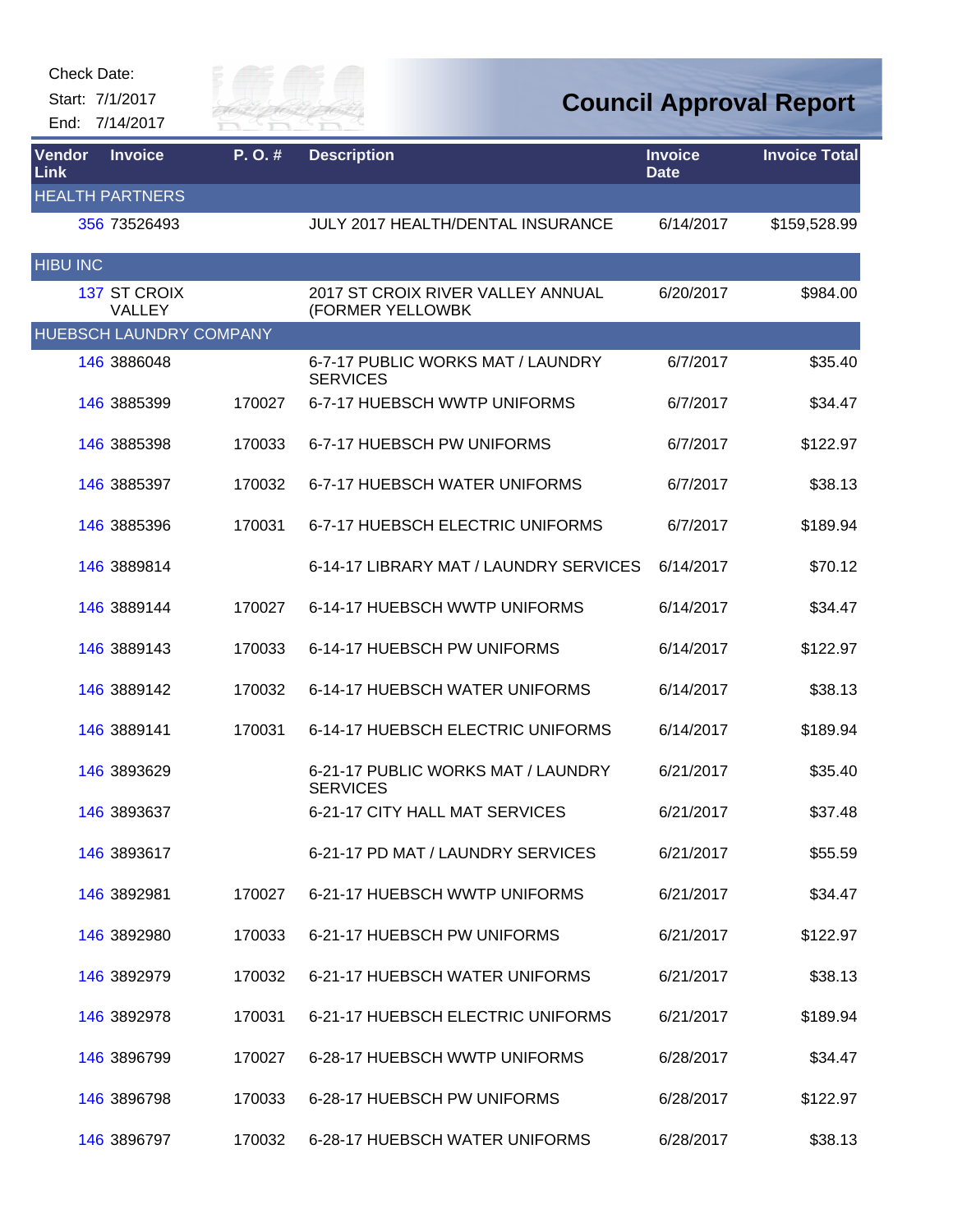Check Date:

Start: 7/1/2017

End: 7/14/2017

# Council Approval Report

| Vendor Link | Invoice | P. O. # | Description | Invoice Date | Invoice Total |
|---|---|---|---|---|---|
| HEALTH PARTNERS | | | | | |
| 356 | 73526493 | | JULY 2017 HEALTH/DENTAL INSURANCE | 6/14/2017 | $159,528.99 |
| HIBU INC | | | | | |
| 137 | ST CROIX VALLEY | | 2017 ST CROIX RIVER VALLEY ANNUAL (FORMER YELLOWBK | 6/20/2017 | $984.00 |
| HUEBSCH LAUNDRY COMPANY | | | | | |
| 146 | 3886048 | | 6-7-17 PUBLIC WORKS MAT / LAUNDRY SERVICES | 6/7/2017 | $35.40 |
| 146 | 3885399 | 170027 | 6-7-17 HUEBSCH WWTP UNIFORMS | 6/7/2017 | $34.47 |
| 146 | 3885398 | 170033 | 6-7-17 HUEBSCH PW UNIFORMS | 6/7/2017 | $122.97 |
| 146 | 3885397 | 170032 | 6-7-17 HUEBSCH WATER UNIFORMS | 6/7/2017 | $38.13 |
| 146 | 3885396 | 170031 | 6-7-17 HUEBSCH ELECTRIC UNIFORMS | 6/7/2017 | $189.94 |
| 146 | 3889814 | | 6-14-17 LIBRARY MAT / LAUNDRY SERVICES | 6/14/2017 | $70.12 |
| 146 | 3889144 | 170027 | 6-14-17 HUEBSCH WWTP UNIFORMS | 6/14/2017 | $34.47 |
| 146 | 3889143 | 170033 | 6-14-17 HUEBSCH PW UNIFORMS | 6/14/2017 | $122.97 |
| 146 | 3889142 | 170032 | 6-14-17 HUEBSCH WATER UNIFORMS | 6/14/2017 | $38.13 |
| 146 | 3889141 | 170031 | 6-14-17 HUEBSCH ELECTRIC UNIFORMS | 6/14/2017 | $189.94 |
| 146 | 3893629 | | 6-21-17 PUBLIC WORKS MAT / LAUNDRY SERVICES | 6/21/2017 | $35.40 |
| 146 | 3893637 | | 6-21-17 CITY HALL MAT SERVICES | 6/21/2017 | $37.48 |
| 146 | 3893617 | | 6-21-17 PD MAT / LAUNDRY SERVICES | 6/21/2017 | $55.59 |
| 146 | 3892981 | 170027 | 6-21-17 HUEBSCH WWTP UNIFORMS | 6/21/2017 | $34.47 |
| 146 | 3892980 | 170033 | 6-21-17 HUEBSCH PW UNIFORMS | 6/21/2017 | $122.97 |
| 146 | 3892979 | 170032 | 6-21-17 HUEBSCH WATER UNIFORMS | 6/21/2017 | $38.13 |
| 146 | 3892978 | 170031 | 6-21-17 HUEBSCH ELECTRIC UNIFORMS | 6/21/2017 | $189.94 |
| 146 | 3896799 | 170027 | 6-28-17 HUEBSCH WWTP UNIFORMS | 6/28/2017 | $34.47 |
| 146 | 3896798 | 170033 | 6-28-17 HUEBSCH PW UNIFORMS | 6/28/2017 | $122.97 |
| 146 | 3896797 | 170032 | 6-28-17 HUEBSCH WATER UNIFORMS | 6/28/2017 | $38.13 |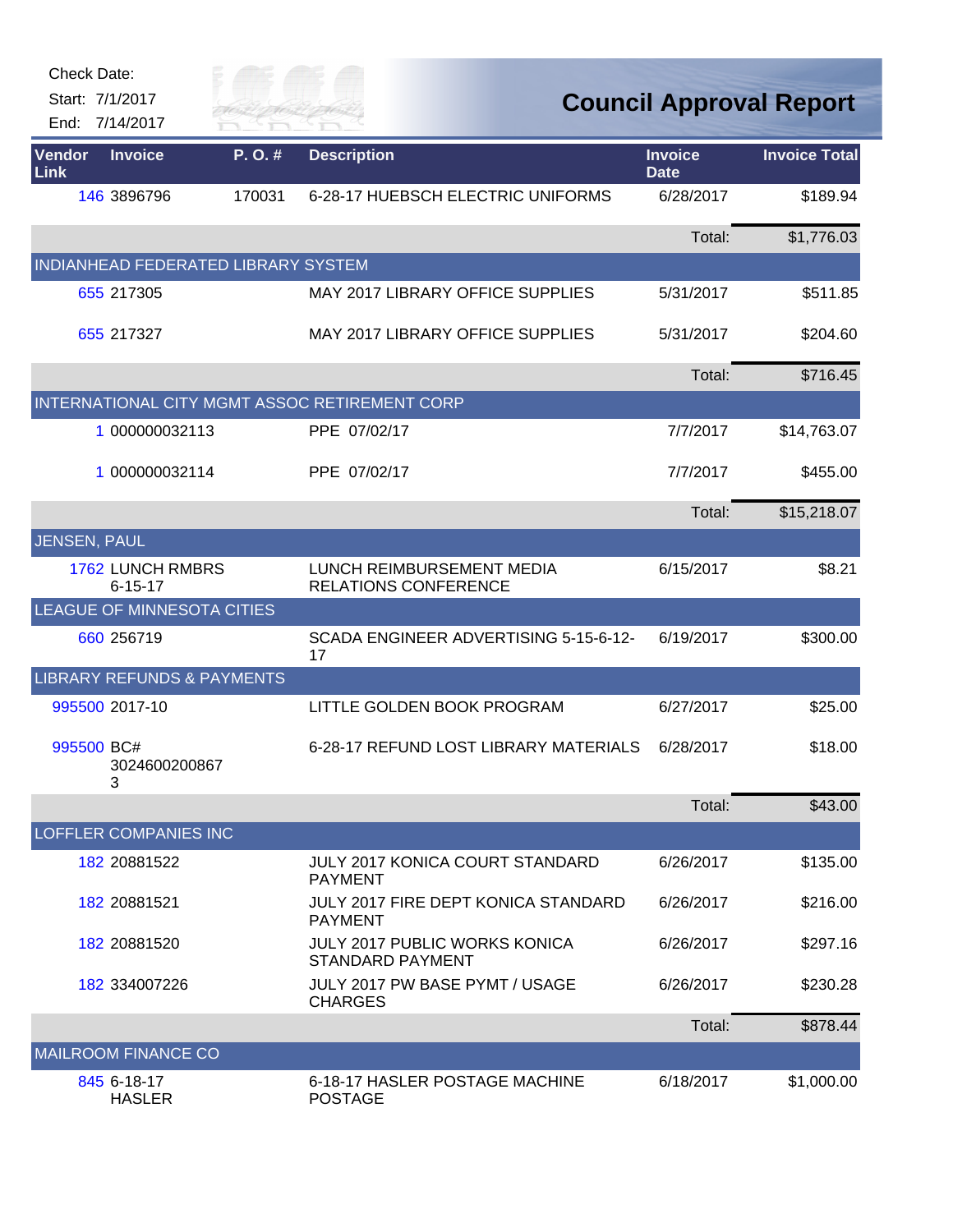Check Date:

Start: 7/1/2017

End: 7/14/2017

# Council Approval Report

| Vendor Link | Invoice | P. O. # | Description | Invoice Date | Invoice Total |
|---|---|---|---|---|---|
| 146 | 3896796 | 170031 | 6-28-17 HUEBSCH ELECTRIC UNIFORMS | 6/28/2017 | $189.94 |
| | | | | Total: | $1,776.03 |
| INDIANHEAD FEDERATED LIBRARY SYSTEM | | | | | |
| 655 | 217305 | | MAY 2017 LIBRARY OFFICE SUPPLIES | 5/31/2017 | $511.85 |
| 655 | 217327 | | MAY 2017 LIBRARY OFFICE SUPPLIES | 5/31/2017 | $204.60 |
| | | | | Total: | $716.45 |
| INTERNATIONAL CITY MGMT ASSOC RETIREMENT CORP | | | | | |
| 1 | 000000032113 | | PPE 07/02/17 | 7/7/2017 | $14,763.07 |
| 1 | 000000032114 | | PPE 07/02/17 | 7/7/2017 | $455.00 |
| | | | | Total: | $15,218.07 |
| JENSEN, PAUL | | | | | |
| 1762 | LUNCH RMBRS 6-15-17 | | LUNCH REIMBURSEMENT MEDIA RELATIONS CONFERENCE | 6/15/2017 | $8.21 |
| LEAGUE OF MINNESOTA CITIES | | | | | |
| 660 | 256719 | | SCADA ENGINEER ADVERTISING 5-15-6-12-17 | 6/19/2017 | $300.00 |
| LIBRARY REFUNDS & PAYMENTS | | | | | |
| 995500 | 2017-10 | | LITTLE GOLDEN BOOK PROGRAM | 6/27/2017 | $25.00 |
| 995500 | BC# 30246002008673 | | 6-28-17 REFUND LOST LIBRARY MATERIALS | 6/28/2017 | $18.00 |
| | | | | Total: | $43.00 |
| LOFFLER COMPANIES INC | | | | | |
| 182 | 20881522 | | JULY 2017 KONICA COURT STANDARD PAYMENT | 6/26/2017 | $135.00 |
| 182 | 20881521 | | JULY 2017 FIRE DEPT KONICA STANDARD PAYMENT | 6/26/2017 | $216.00 |
| 182 | 20881520 | | JULY 2017 PUBLIC WORKS KONICA STANDARD PAYMENT | 6/26/2017 | $297.16 |
| 182 | 334007226 | | JULY 2017 PW BASE PYMT / USAGE CHARGES | 6/26/2017 | $230.28 |
| | | | | Total: | $878.44 |
| MAILROOM FINANCE CO | | | | | |
| 845 | 6-18-17 HASLER | | 6-18-17 HASLER POSTAGE MACHINE POSTAGE | 6/18/2017 | $1,000.00 |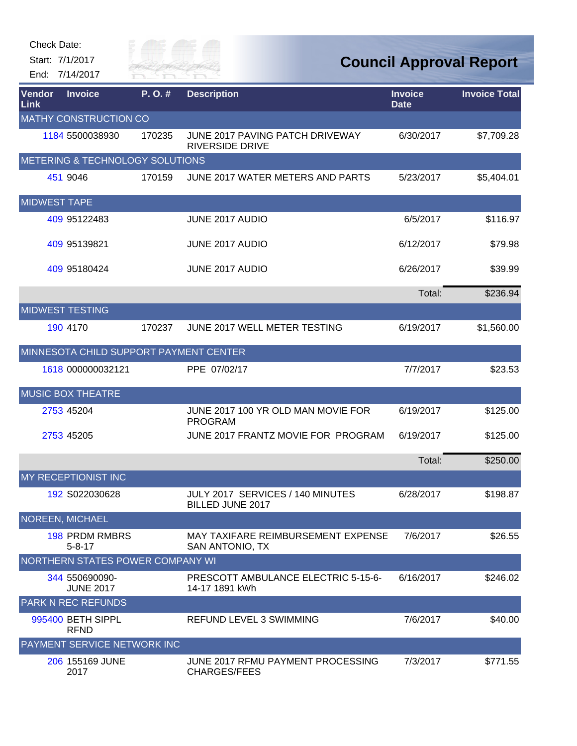Check Date:

Start: 7/1/2017

End: 7/14/2017

# Council Approval Report

| Vendor Link | Invoice | P. O. # | Description | Invoice Date | Invoice Total |
|---|---|---|---|---|---|
| MATHY CONSTRUCTION CO | | | | | |
| 1184 | 5500038930 | 170235 | JUNE 2017 PAVING PATCH DRIVEWAY RIVERSIDE DRIVE | 6/30/2017 | $7,709.28 |
| METERING & TECHNOLOGY SOLUTIONS | | | | | |
| 451 | 9046 | 170159 | JUNE 2017 WATER METERS AND PARTS | 5/23/2017 | $5,404.01 |
| MIDWEST TAPE | | | | | |
| 409 | 95122483 | | JUNE 2017 AUDIO | 6/5/2017 | $116.97 |
| 409 | 95139821 | | JUNE 2017 AUDIO | 6/12/2017 | $79.98 |
| 409 | 95180424 | | JUNE 2017 AUDIO | 6/26/2017 | $39.99 |
| | | | | Total: | $236.94 |
| MIDWEST TESTING | | | | | |
| 190 | 4170 | 170237 | JUNE 2017 WELL METER TESTING | 6/19/2017 | $1,560.00 |
| MINNESOTA CHILD SUPPORT PAYMENT CENTER | | | | | |
| 1618 | 000000032121 | | PPE 07/02/17 | 7/7/2017 | $23.53 |
| MUSIC BOX THEATRE | | | | | |
| 2753 | 45204 | | JUNE 2017 100 YR OLD MAN MOVIE FOR PROGRAM | 6/19/2017 | $125.00 |
| 2753 | 45205 | | JUNE 2017 FRANTZ MOVIE FOR PROGRAM | 6/19/2017 | $125.00 |
| | | | | Total: | $250.00 |
| MY RECEPTIONIST INC | | | | | |
| 192 | S022030628 | | JULY 2017 SERVICES / 140 MINUTES BILLED JUNE 2017 | 6/28/2017 | $198.87 |
| NOREEN, MICHAEL | | | | | |
| 198 | PRDM RMBRS 5-8-17 | | MAY TAXIFARE REIMBURSEMENT EXPENSE SAN ANTONIO, TX | 7/6/2017 | $26.55 |
| NORTHERN STATES POWER COMPANY WI | | | | | |
| 344 | 550690090-JUNE 2017 | | PRESCOTT AMBULANCE ELECTRIC 5-15-6-14-17 1891 kWh | 6/16/2017 | $246.02 |
| PARK N REC REFUNDS | | | | | |
| 995400 | BETH SIPPL RFND | | REFUND LEVEL 3 SWIMMING | 7/6/2017 | $40.00 |
| PAYMENT SERVICE NETWORK INC | | | | | |
| 206 | 155169 JUNE 2017 | | JUNE 2017 RFMU PAYMENT PROCESSING CHARGES/FEES | 7/3/2017 | $771.55 |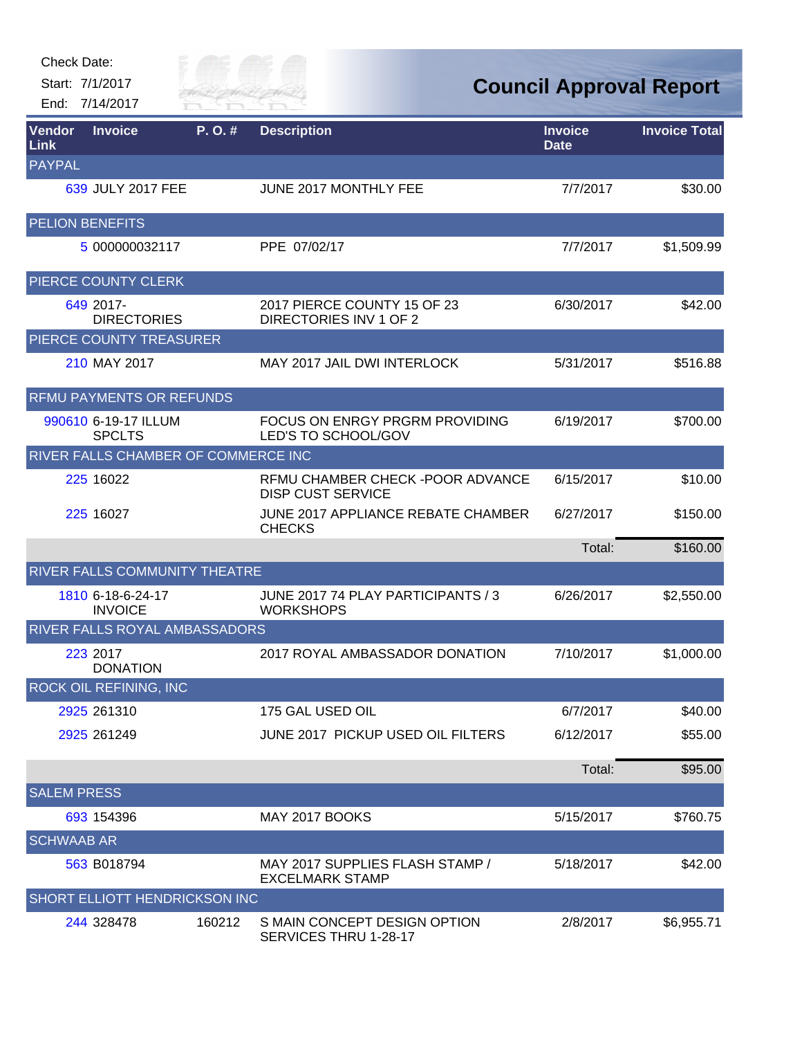Check Date:

Start: 7/1/2017

End: 7/14/2017

# Council Approval Report

| Vendor Link | Invoice | P. O. # | Description | Invoice Date | Invoice Total |
|---|---|---|---|---|---|
| PAYPAL | | | | | |
| 639 | JULY 2017 FEE | | JUNE 2017 MONTHLY FEE | 7/7/2017 | $30.00 |
| PELION BENEFITS | | | | | |
| 5 | 000000032117 | | PPE 07/02/17 | 7/7/2017 | $1,509.99 |
| PIERCE COUNTY CLERK | | | | | |
| 649 | 2017-DIRECTORIES | | 2017 PIERCE COUNTY 15 OF 23 DIRECTORIES INV 1 OF 2 | 6/30/2017 | $42.00 |
| PIERCE COUNTY TREASURER | | | | | |
| 210 | MAY 2017 | | MAY 2017 JAIL DWI INTERLOCK | 5/31/2017 | $516.88 |
| RFMU PAYMENTS OR REFUNDS | | | | | |
| 990610 | 6-19-17 ILLUM SPCLTS | | FOCUS ON ENRGY PRGRM PROVIDING LED'S TO SCHOOL/GOV | 6/19/2017 | $700.00 |
| RIVER FALLS CHAMBER OF COMMERCE INC | | | | | |
| 225 | 16022 | | RFMU CHAMBER CHECK -POOR ADVANCE DISP CUST SERVICE | 6/15/2017 | $10.00 |
| 225 | 16027 | | JUNE 2017 APPLIANCE REBATE CHAMBER CHECKS | 6/27/2017 | $150.00 |
| | | | | Total: | $160.00 |
| RIVER FALLS COMMUNITY THEATRE | | | | | |
| 1810 | 6-18-6-24-17 INVOICE | | JUNE 2017 74 PLAY PARTICIPANTS / 3 WORKSHOPS | 6/26/2017 | $2,550.00 |
| RIVER FALLS ROYAL AMBASSADORS | | | | | |
| 223 | 2017 DONATION | | 2017 ROYAL AMBASSADOR DONATION | 7/10/2017 | $1,000.00 |
| ROCK OIL REFINING, INC | | | | | |
| 2925 | 261310 | | 175 GAL USED OIL | 6/7/2017 | $40.00 |
| 2925 | 261249 | | JUNE 2017 PICKUP USED OIL FILTERS | 6/12/2017 | $55.00 |
| | | | | Total: | $95.00 |
| SALEM PRESS | | | | | |
| 693 | 154396 | | MAY 2017 BOOKS | 5/15/2017 | $760.75 |
| SCHWAAB AR | | | | | |
| 563 | B018794 | | MAY 2017 SUPPLIES FLASH STAMP / EXCELMARK STAMP | 5/18/2017 | $42.00 |
| SHORT ELLIOTT HENDRICKSON INC | | | | | |
| 244 | 328478 | 160212 | S MAIN CONCEPT DESIGN OPTION SERVICES THRU 1-28-17 | 2/8/2017 | $6,955.71 |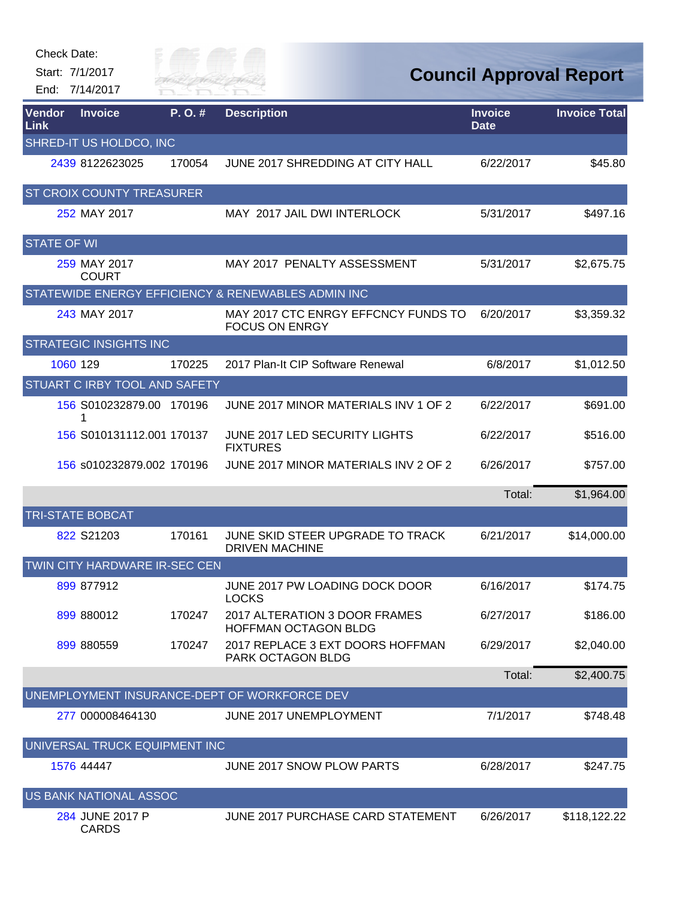Check Date:

Start: 7/1/2017

End: 7/14/2017

# Council Approval Report

| Vendor Link | Invoice | P. O. # | Description | Invoice Date | Invoice Total |
|---|---|---|---|---|---|
| SHRED-IT US HOLDCO, INC | | | | | |
| 2439 | 8122623025 | 170054 | JUNE 2017 SHREDDING AT CITY HALL | 6/22/2017 | $45.80 |
| ST CROIX COUNTY TREASURER | | | | | |
| 252 | MAY 2017 | | MAY 2017 JAIL DWI INTERLOCK | 5/31/2017 | $497.16 |
| STATE OF WI | | | | | |
| 259 | MAY 2017 COURT | | MAY 2017 PENALTY ASSESSMENT | 5/31/2017 | $2,675.75 |
| STATEWIDE ENERGY EFFICIENCY & RENEWABLES ADMIN INC | | | | | |
| 243 | MAY 2017 | | MAY 2017 CTC ENRGY EFFCNCY FUNDS TO FOCUS ON ENRGY | 6/20/2017 | $3,359.32 |
| STRATEGIC INSIGHTS INC | | | | | |
| 1060 | 129 | 170225 | 2017 Plan-It CIP Software Renewal | 6/8/2017 | $1,012.50 |
| STUART C IRBY TOOL AND SAFETY | | | | | |
| 156 | S010232879.001 | 170196 | JUNE 2017 MINOR MATERIALS INV 1 OF 2 | 6/22/2017 | $691.00 |
| 156 | S010131112.001 | 170137 | JUNE 2017 LED SECURITY LIGHTS FIXTURES | 6/22/2017 | $516.00 |
| 156 | s010232879.002 | 170196 | JUNE 2017 MINOR MATERIALS INV 2 OF 2 | 6/26/2017 | $757.00 |
| | | | | Total: | $1,964.00 |
| TRI-STATE BOBCAT | | | | | |
| 822 | S21203 | 170161 | JUNE SKID STEER UPGRADE TO TRACK DRIVEN MACHINE | 6/21/2017 | $14,000.00 |
| TWIN CITY HARDWARE IR-SEC CEN | | | | | |
| 899 | 877912 | | JUNE 2017 PW LOADING DOCK DOOR LOCKS | 6/16/2017 | $174.75 |
| 899 | 880012 | 170247 | 2017 ALTERATION 3 DOOR FRAMES HOFFMAN OCTAGON BLDG | 6/27/2017 | $186.00 |
| 899 | 880559 | 170247 | 2017 REPLACE 3 EXT DOORS HOFFMAN PARK OCTAGON BLDG | 6/29/2017 | $2,040.00 |
| | | | | Total: | $2,400.75 |
| UNEMPLOYMENT INSURANCE-DEPT OF WORKFORCE DEV | | | | | |
| 277 | 000008464130 | | JUNE 2017 UNEMPLOYMENT | 7/1/2017 | $748.48 |
| UNIVERSAL TRUCK EQUIPMENT INC | | | | | |
| 1576 | 44447 | | JUNE 2017 SNOW PLOW PARTS | 6/28/2017 | $247.75 |
| US BANK NATIONAL ASSOC | | | | | |
| 284 | JUNE 2017 P CARDS | | JUNE 2017 PURCHASE CARD STATEMENT | 6/26/2017 | $118,122.22 |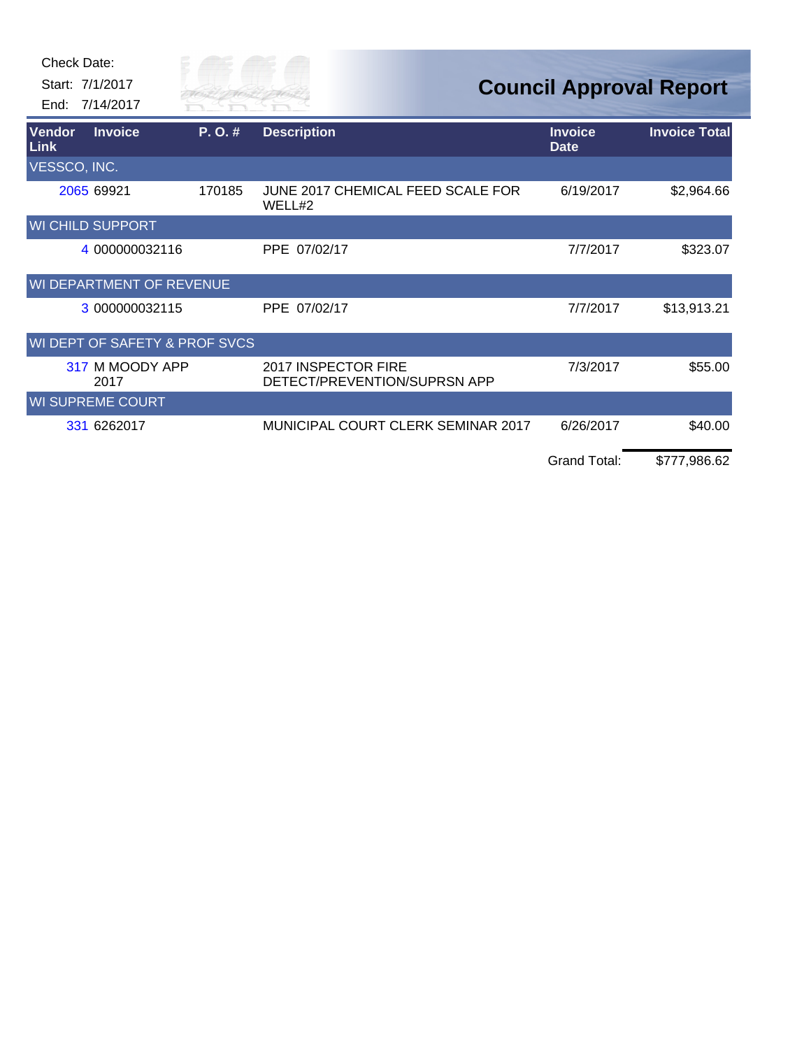Check Date:

Start: 7/1/2017

End: 7/14/2017

# Council Approval Report

| Vendor Link | Invoice | P. O. # | Description | Invoice Date | Invoice Total |
|---|---|---|---|---|---|
| VESSCO, INC. | | | | | |
| 2065 | 69921 | 170185 | JUNE 2017 CHEMICAL FEED SCALE FOR WELL#2 | 6/19/2017 | $2,964.66 |
| WI CHILD SUPPORT | | | | | |
| 4 | 000000032116 | | PPE 07/02/17 | 7/7/2017 | $323.07 |
| WI DEPARTMENT OF REVENUE | | | | | |
| 3 | 000000032115 | | PPE 07/02/17 | 7/7/2017 | $13,913.21 |
| WI DEPT OF SAFETY & PROF SVCS | | | | | |
| 317 | M MOODY APP 2017 | | 2017 INSPECTOR FIRE DETECT/PREVENTION/SUPRSN APP | 7/3/2017 | $55.00 |
| WI SUPREME COURT | | | | | |
| 331 | 6262017 | | MUNICIPAL COURT CLERK SEMINAR 2017 | 6/26/2017 | $40.00 |
| | | | | Grand Total: | $777,986.62 |